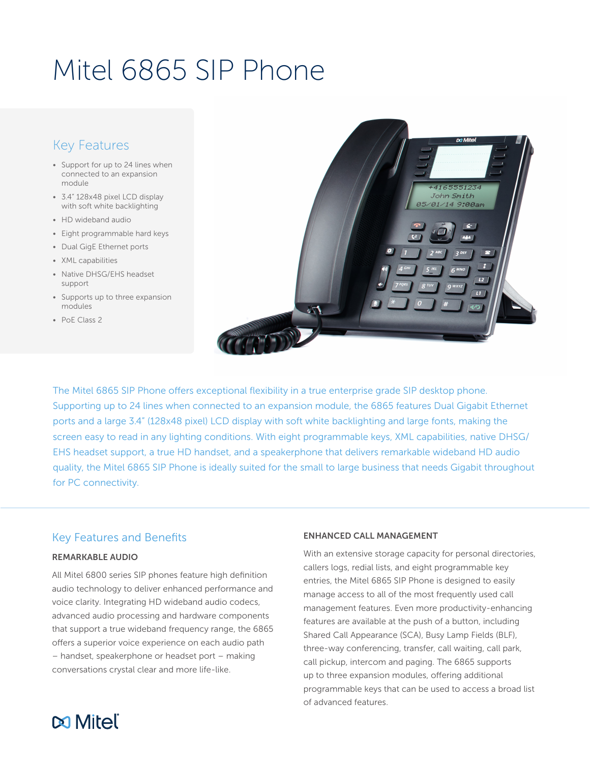# Mitel 6865 SIP Phone

## Key Features

- Support for up to 24 lines when connected to an expansion module
- 3.4" 128x48 pixel LCD display with soft white backlighting
- HD wideband audio
- Eight programmable hard keys
- Dual GigE Ethernet ports
- XML capabilities
- Native DHSG/EHS headset support
- Supports up to three expansion modules
- PoE Class 2

The Mitel 6865 SIP Phone offers exceptional flexibility in a true enterprise grade SIP desktop phone. Supporting up to 24 lines when connected to an expansion module, the 6865 features Dual Gigabit Ethernet ports and a large 3.4" (128x48 pixel) LCD display with soft white backlighting and large fonts, making the screen easy to read in any lighting conditions. With eight programmable keys, XML capabilities, native DHSG/EHS headset support, a true HD handset, and a speakerphone that delivers remarkable wideband HD audio quality, the Mitel 6865 SIP Phone is ideally suited for the small to large business that needs Gigabit throughout for PC connectivity.

## Key Features and Benefits

### REMARKABLE AUDIO

All Mitel 6800 series SIP phones feature high definition audio technology to deliver enhanced performance and voice clarity. Integrating HD wideband audio codecs, advanced audio processing and hardware components that support a true wideband frequency range, the 6865 offers a superior voice experience on each audio path – handset, speakerphone or headset port – making conversations crystal clear and more life-like.

### ENHANCED CALL MANAGEMENT

With an extensive storage capacity for personal directories, callers logs, redial lists, and eight programmable key entries, the Mitel 6865 SIP Phone is designed to easily manage access to all of the most frequently used call management features. Even more productivity-enhancing features are available at the push of a button, including Shared Call Appearance (SCA), Busy Lamp Fields (BLF), three-way conferencing, transfer, call waiting, call park, call pickup, intercom and paging. The 6865 supports up to three expansion modules, offering additional programmable keys that can be used to access a broad list of advanced features.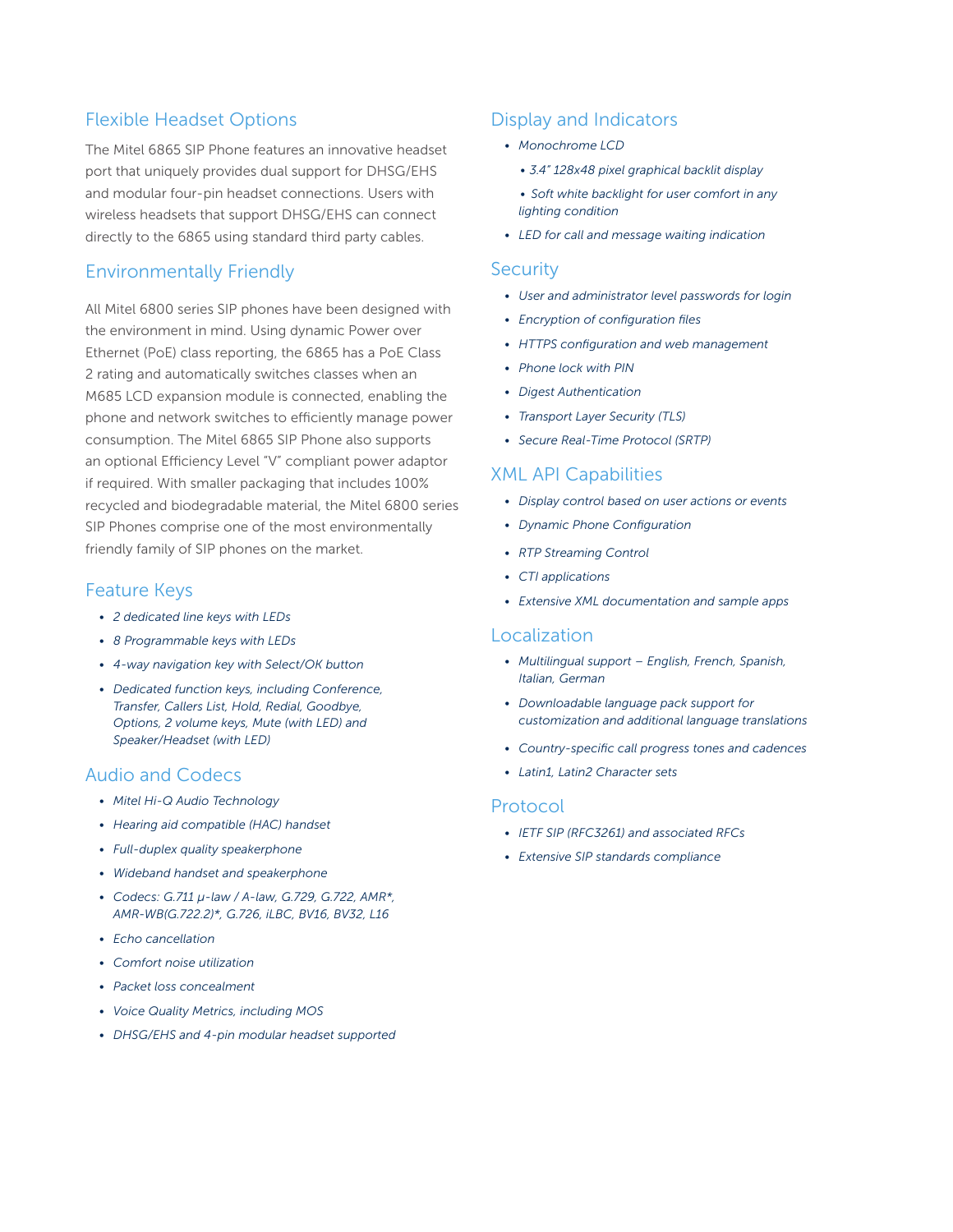## Flexible Headset Options

The Mitel 6865 SIP Phone features an innovative headset port that uniquely provides dual support for DHSG/EHS and modular four-pin headset connections. Users with wireless headsets that support DHSG/EHS can connect directly to the 6865 using standard third party cables.

## Environmentally Friendly

All Mitel 6800 series SIP phones have been designed with the environment in mind. Using dynamic Power over Ethernet (PoE) class reporting, the 6865 has a PoE Class 2 rating and automatically switches classes when an M685 LCD expansion module is connected, enabling the phone and network switches to efficiently manage power consumption. The Mitel 6865 SIP Phone also supports an optional Efficiency Level "V" compliant power adaptor if required. With smaller packaging that includes 100% recycled and biodegradable material, the Mitel 6800 series SIP Phones comprise one of the most environmentally friendly family of SIP phones on the market.

## Feature Keys

- *2 dedicated line keys with LEDs*
- *8 Programmable keys with LEDs*
- *4-way navigation key with Select/OK button*
- *Dedicated function keys, including Conference, Transfer, Callers List, Hold, Redial, Goodbye, Options, 2 volume keys, Mute (with LED) and Speaker/Headset (with LED)*

## Audio and Codecs

- *Mitel Hi-Q Audio Technology*
- *Hearing aid compatible (HAC) handset*
- *Full-duplex quality speakerphone*
- *Wideband handset and speakerphone*
- *Codecs: G.711 μ-law / A-law, G.729, G.722, AMR*, AMR-WB(G.722.2)*, G.726, iLBC, BV16, BV32, L16*
- *Echo cancellation*
- *Comfort noise utilization*
- *Packet loss concealment*
- *Voice Quality Metrics, including MOS*
- *DHSG/EHS and 4-pin modular headset supported*

## Display and Indicators

- *Monochrome LCD*
  - *3.4" 128x48 pixel graphical backlit display*
  - *Soft white backlight for user comfort in any lighting condition*
- *LED for call and message waiting indication*

## Security

- *User and administrator level passwords for login*
- *Encryption of configuration files*
- *HTTPS configuration and web management*
- *Phone lock with PIN*
- *Digest Authentication*
- *Transport Layer Security (TLS)*
- *Secure Real-Time Protocol (SRTP)*

## XML API Capabilities

- *Display control based on user actions or events*
- *Dynamic Phone Configuration*
- *RTP Streaming Control*
- *CTI applications*
- *Extensive XML documentation and sample apps*

## Localization

- *Multilingual support – English, French, Spanish, Italian, German*
- *Downloadable language pack support for customization and additional language translations*
- *Country-specific call progress tones and cadences*
- *Latin1, Latin2 Character sets*

## Protocol

- *IETF SIP (RFC3261) and associated RFCs*
- *Extensive SIP standards compliance*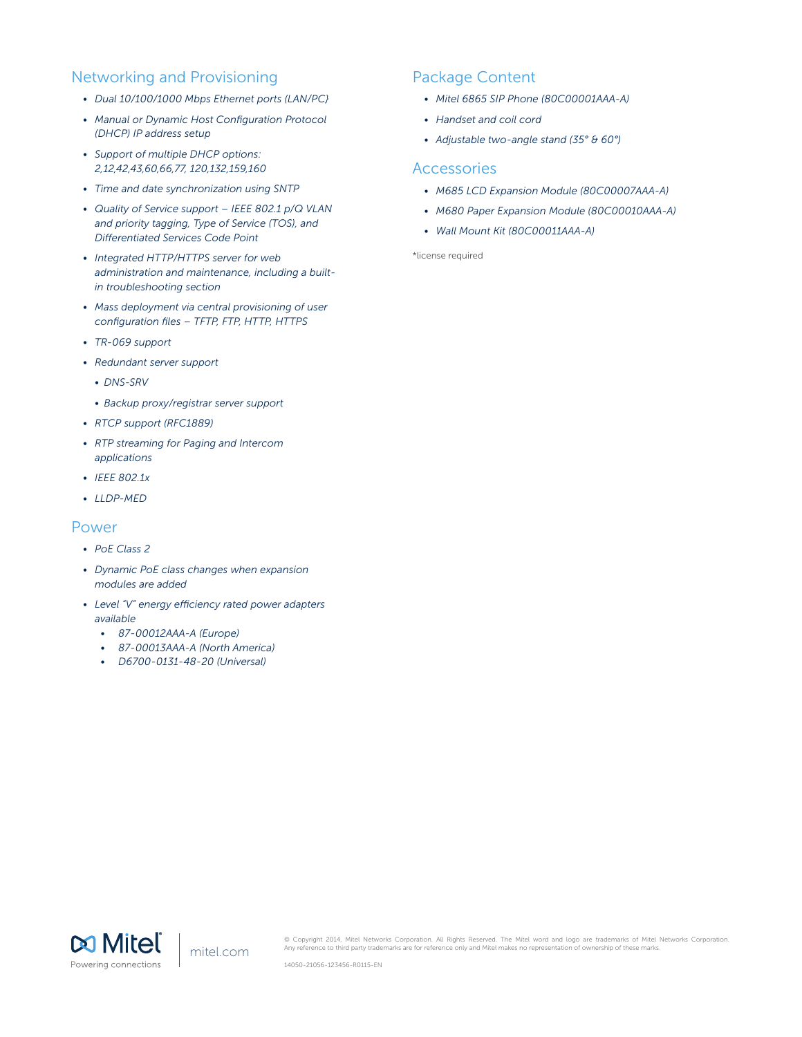## Networking and Provisioning

- *Dual 10/100/1000 Mbps Ethernet ports (LAN/PC)*
- *Manual or Dynamic Host Configuration Protocol (DHCP) IP address setup*
- *Support of multiple DHCP options: 2,12,42,43,60,66,77, 120,132,159,160*
- *Time and date synchronization using SNTP*
- *Quality of Service support – IEEE 802.1 p/Q VLAN and priority tagging, Type of Service (TOS), and Differentiated Services Code Point*
- *Integrated HTTP/HTTPS server for web administration and maintenance, including a built-in troubleshooting section*
- *Mass deployment via central provisioning of user configuration files – TFTP, FTP, HTTP, HTTPS*
- *TR-069 support*
- *Redundant server support*
  - *DNS-SRV*
  - *Backup proxy/registrar server support*
- *RTCP support (RFC1889)*
- *RTP streaming for Paging and Intercom applications*
- *IEEE 802.1x*
- *LLDP-MED*

## Power

- *PoE Class 2*
- *Dynamic PoE class changes when expansion modules are added*
- *Level "V" energy efficiency rated power adapters available*
  - *87-00012AAA-A (Europe)*
  - *87-00013AAA-A (North America)*
  - *D6700-0131-48-20 (Universal)*

## Package Content

- *Mitel 6865 SIP Phone (80C00001AAA-A)*
- *Handset and coil cord*
- *Adjustable two-angle stand (35° & 60°)*

## Accessories

- *M685 LCD Expansion Module (80C00007AAA-A)*
- *M680 Paper Expansion Module (80C00010AAA-A)*
- *Wall Mount Kit (80C00011AAA-A)*

*license required

Mitel
Powering connections

mitel.com

© Copyright 2014, Mitel Networks Corporation. All Rights Reserved. The Mitel word and logo are trademarks of Mitel Networks Corporation. Any reference to third party trademarks are for reference only and Mitel makes no representation of ownership of these marks.

14050-21056-123456-R0115-EN